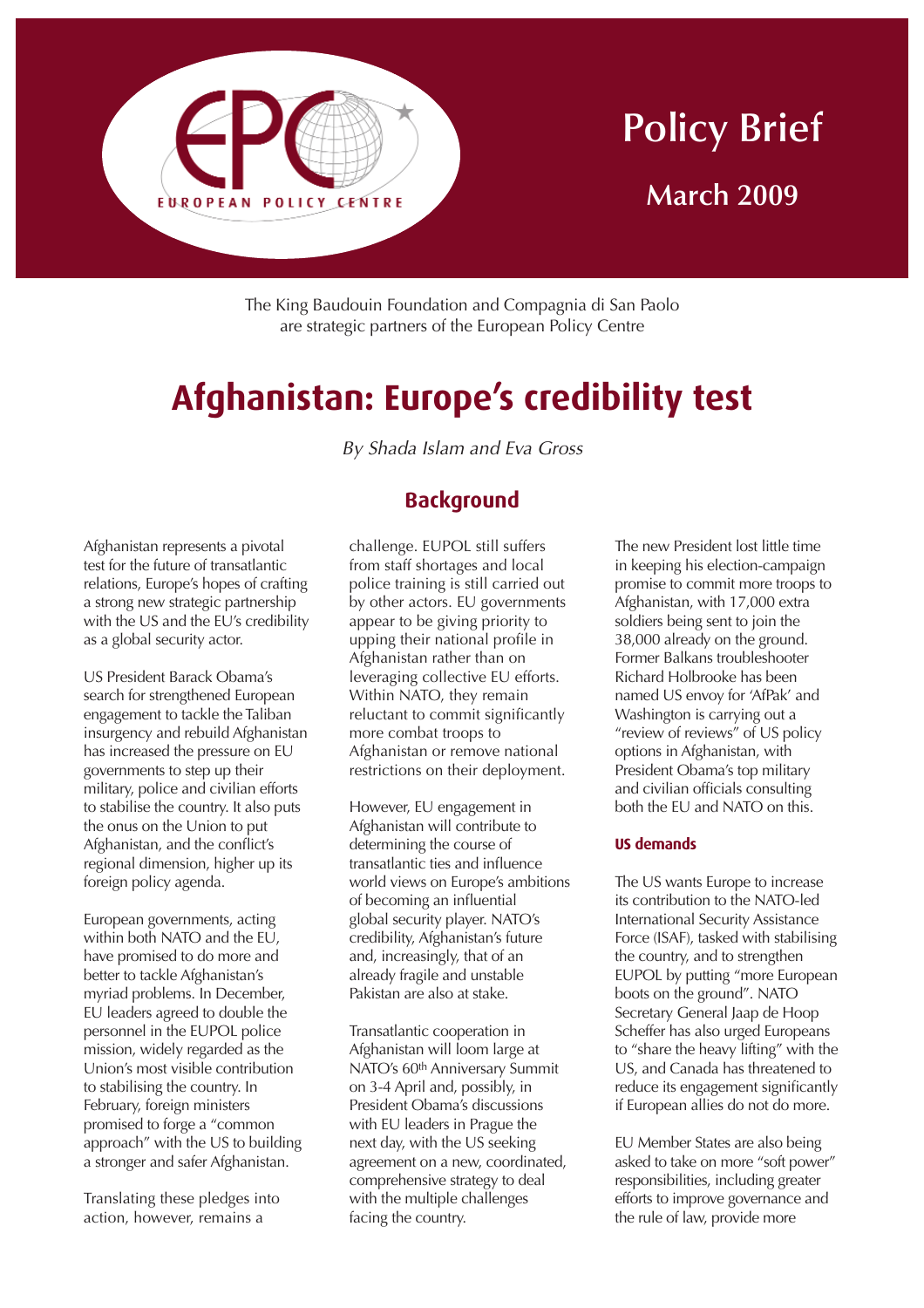EUROPEAN POLICY CENTRE

# Policy Brief

## March 2009

The King Baudouin Foundation and Compagnia di San Paolo are strategic partners of the European Policy Centre

# Afghanistan: Europe's credibility test

*By Shada Islam and Eva Gross*

## Background

Afghanistan represents a pivotal test for the future of transatlantic relations, Europe's hopes of crafting a strong new strategic partnership with the US and the EU's credibility as a global security actor.

US President Barack Obama's search for strengthened European engagement to tackle the Taliban insurgency and rebuild Afghanistan has increased the pressure on EU governments to step up their military, police and civilian efforts to stabilise the country. It also puts the onus on the Union to put Afghanistan, and the conflict's regional dimension, higher up its foreign policy agenda.

European governments, acting within both NATO and the EU, have promised to do more and better to tackle Afghanistan's myriad problems. In December, EU leaders agreed to double the personnel in the EUPOL police mission, widely regarded as the Union's most visible contribution to stabilising the country. In February, foreign ministers promised to forge a "common approach" with the US to building a stronger and safer Afghanistan.

Translating these pledges into action, however, remains a challenge. EUPOL still suffers from staff shortages and local police training is still carried out by other actors. EU governments appear to be giving priority to upping their national profile in Afghanistan rather than on leveraging collective EU efforts. Within NATO, they remain reluctant to commit significantly more combat troops to Afghanistan or remove national restrictions on their deployment.

However, EU engagement in Afghanistan will contribute to determining the course of transatlantic ties and influence world views on Europe's ambitions of becoming an influential global security player. NATO's credibility, Afghanistan's future and, increasingly, that of an already fragile and unstable Pakistan are also at stake.

Transatlantic cooperation in Afghanistan will loom large at NATO's 60th Anniversary Summit on 3-4 April and, possibly, in President Obama's discussions with EU leaders in Prague the next day, with the US seeking agreement on a new, coordinated, comprehensive strategy to deal with the multiple challenges facing the country.

The new President lost little time in keeping his election-campaign promise to commit more troops to Afghanistan, with 17,000 extra soldiers being sent to join the 38,000 already on the ground. Former Balkans troubleshooter Richard Holbrooke has been named US envoy for 'AfPak' and Washington is carrying out a "review of reviews" of US policy options in Afghanistan, with President Obama's top military and civilian officials consulting both the EU and NATO on this.

### US demands

The US wants Europe to increase its contribution to the NATO-led International Security Assistance Force (ISAF), tasked with stabilising the country, and to strengthen EUPOL by putting "more European boots on the ground". NATO Secretary General Jaap de Hoop Scheffer has also urged Europeans to "share the heavy lifting" with the US, and Canada has threatened to reduce its engagement significantly if European allies do not do more.

EU Member States are also being asked to take on more "soft power" responsibilities, including greater efforts to improve governance and the rule of law, provide more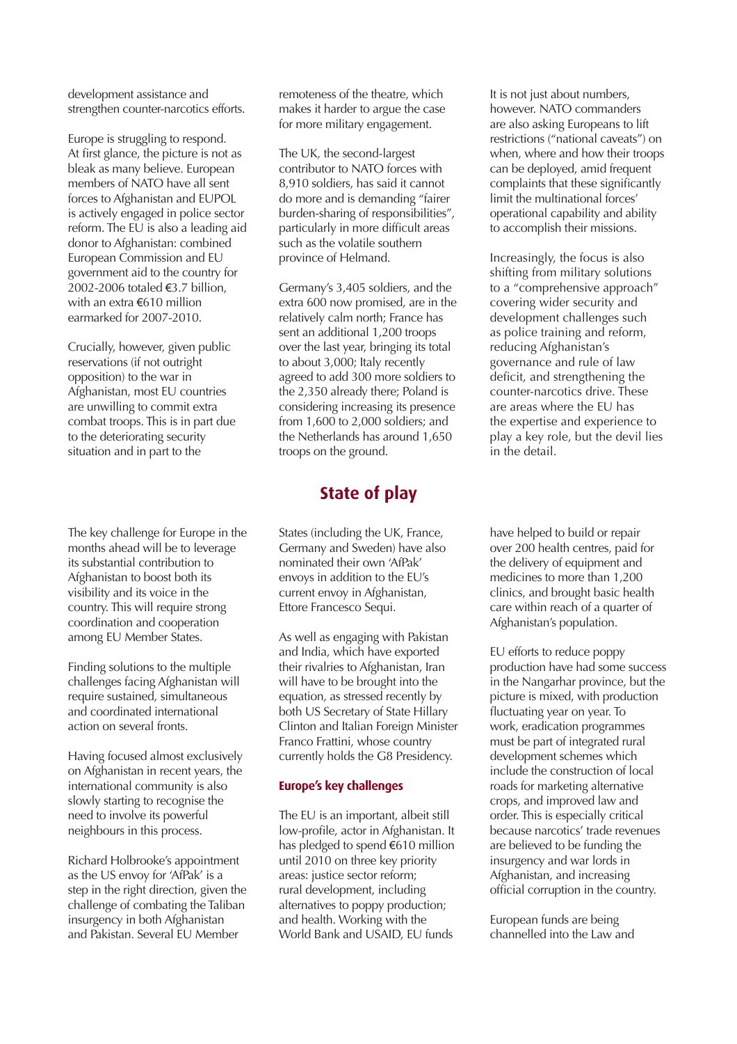development assistance and strengthen counter-narcotics efforts.

Europe is struggling to respond. At first glance, the picture is not as bleak as many believe. European members of NATO have all sent forces to Afghanistan and EUPOL is actively engaged in police sector reform. The EU is also a leading aid donor to Afghanistan: combined European Commission and EU government aid to the country for 2002-2006 totaled €3.7 billion, with an extra €610 million earmarked for 2007-2010.

Crucially, however, given public reservations (if not outright opposition) to the war in Afghanistan, most EU countries are unwilling to commit extra combat troops. This is in part due to the deteriorating security situation and in part to the remoteness of the theatre, which makes it harder to argue the case for more military engagement.

The UK, the second-largest contributor to NATO forces with 8,910 soldiers, has said it cannot do more and is demanding "fairer burden-sharing of responsibilities", particularly in more difficult areas such as the volatile southern province of Helmand.

Germany's 3,405 soldiers, and the extra 600 now promised, are in the relatively calm north; France has sent an additional 1,200 troops over the last year, bringing its total to about 3,000; Italy recently agreed to add 300 more soldiers to the 2,350 already there; Poland is considering increasing its presence from 1,600 to 2,000 soldiers; and the Netherlands has around 1,650 troops on the ground.

It is not just about numbers, however. NATO commanders are also asking Europeans to lift restrictions ("national caveats") on when, where and how their troops can be deployed, amid frequent complaints that these significantly limit the multinational forces' operational capability and ability to accomplish their missions.

Increasingly, the focus is also shifting from military solutions to a "comprehensive approach" covering wider security and development challenges such as police training and reform, reducing Afghanistan's governance and rule of law deficit, and strengthening the counter-narcotics drive. These are areas where the EU has the expertise and experience to play a key role, but the devil lies in the detail.

## State of play

The key challenge for Europe in the months ahead will be to leverage its substantial contribution to Afghanistan to boost both its visibility and its voice in the country. This will require strong coordination and cooperation among EU Member States.

Finding solutions to the multiple challenges facing Afghanistan will require sustained, simultaneous and coordinated international action on several fronts.

Having focused almost exclusively on Afghanistan in recent years, the international community is also slowly starting to recognise the need to involve its powerful neighbours in this process.

Richard Holbrooke's appointment as the US envoy for 'AfPak' is a step in the right direction, given the challenge of combating the Taliban insurgency in both Afghanistan and Pakistan. Several EU Member States (including the UK, France, Germany and Sweden) have also nominated their own 'AfPak' envoys in addition to the EU's current envoy in Afghanistan, Ettore Francesco Sequi.

As well as engaging with Pakistan and India, which have exported their rivalries to Afghanistan, Iran will have to be brought into the equation, as stressed recently by both US Secretary of State Hillary Clinton and Italian Foreign Minister Franco Frattini, whose country currently holds the G8 Presidency.

### Europe's key challenges

The EU is an important, albeit still low-profile, actor in Afghanistan. It has pledged to spend €610 million until 2010 on three key priority areas: justice sector reform; rural development, including alternatives to poppy production; and health. Working with the World Bank and USAID, EU funds have helped to build or repair over 200 health centres, paid for the delivery of equipment and medicines to more than 1,200 clinics, and brought basic health care within reach of a quarter of Afghanistan's population.

EU efforts to reduce poppy production have had some success in the Nangarhar province, but the picture is mixed, with production fluctuating year on year. To work, eradication programmes must be part of integrated rural development schemes which include the construction of local roads for marketing alternative crops, and improved law and order. This is especially critical because narcotics' trade revenues are believed to be funding the insurgency and war lords in Afghanistan, and increasing official corruption in the country.

European funds are being channelled into the Law and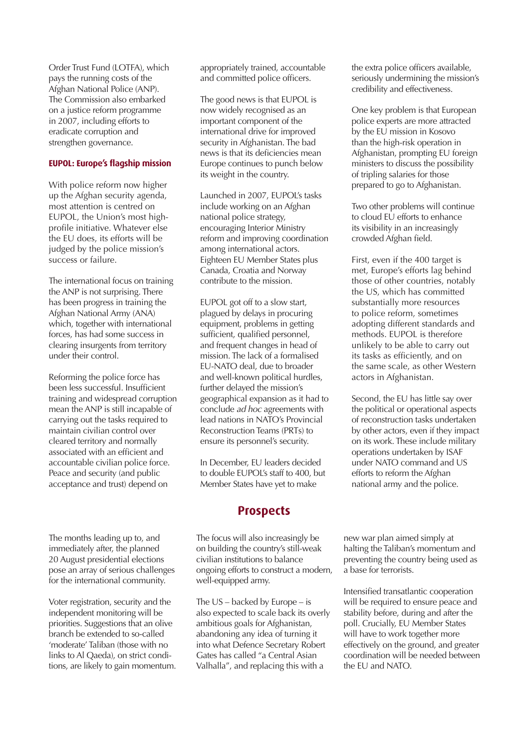Order Trust Fund (LOTFA), which pays the running costs of the Afghan National Police (ANP). The Commission also embarked on a justice reform programme in 2007, including efforts to eradicate corruption and strengthen governance.

### EUPOL: Europe's flagship mission

With police reform now higher up the Afghan security agenda, most attention is centred on EUPOL, the Union's most high-profile initiative. Whatever else the EU does, its efforts will be judged by the police mission's success or failure.

The international focus on training the ANP is not surprising. There has been progress in training the Afghan National Army (ANA) which, together with international forces, has had some success in clearing insurgents from territory under their control.

Reforming the police force has been less successful. Insufficient training and widespread corruption mean the ANP is still incapable of carrying out the tasks required to maintain civilian control over cleared territory and normally associated with an efficient and accountable civilian police force. Peace and security (and public acceptance and trust) depend on appropriately trained, accountable and committed police officers.

The good news is that EUPOL is now widely recognised as an important component of the international drive for improved security in Afghanistan. The bad news is that its deficiencies mean Europe continues to punch below its weight in the country.

Launched in 2007, EUPOL's tasks include working on an Afghan national police strategy, encouraging Interior Ministry reform and improving coordination among international actors. Eighteen EU Member States plus Canada, Croatia and Norway contribute to the mission.

EUPOL got off to a slow start, plagued by delays in procuring equipment, problems in getting sufficient, qualified personnel, and frequent changes in head of mission. The lack of a formalised EU-NATO deal, due to broader and well-known political hurdles, further delayed the mission's geographical expansion as it had to conclude *ad hoc* agreements with lead nations in NATO's Provincial Reconstruction Teams (PRTs) to ensure its personnel's security.

In December, EU leaders decided to double EUPOL's staff to 400, but Member States have yet to make the extra police officers available, seriously undermining the mission's credibility and effectiveness.

One key problem is that European police experts are more attracted by the EU mission in Kosovo than the high-risk operation in Afghanistan, prompting EU foreign ministers to discuss the possibility of tripling salaries for those prepared to go to Afghanistan.

Two other problems will continue to cloud EU efforts to enhance its visibility in an increasingly crowded Afghan field.

First, even if the 400 target is met, Europe's efforts lag behind those of other countries, notably the US, which has committed substantially more resources to police reform, sometimes adopting different standards and methods. EUPOL is therefore unlikely to be able to carry out its tasks as efficiently, and on the same scale, as other Western actors in Afghanistan.

Second, the EU has little say over the political or operational aspects of reconstruction tasks undertaken by other actors, even if they impact on its work. These include military operations undertaken by ISAF under NATO command and US efforts to reform the Afghan national army and the police.

## Prospects

The months leading up to, and immediately after, the planned 20 August presidential elections pose an array of serious challenges for the international community.

Voter registration, security and the independent monitoring will be priorities. Suggestions that an olive branch be extended to so-called 'moderate' Taliban (those with no links to Al Qaeda), on strict conditions, are likely to gain momentum.

The focus will also increasingly be on building the country's still-weak civilian institutions to balance ongoing efforts to construct a modern, well-equipped army.

The US – backed by Europe – is also expected to scale back its overly ambitious goals for Afghanistan, abandoning any idea of turning it into what Defence Secretary Robert Gates has called "a Central Asian Valhalla", and replacing this with a new war plan aimed simply at halting the Taliban's momentum and preventing the country being used as a base for terrorists.

Intensified transatlantic cooperation will be required to ensure peace and stability before, during and after the poll. Crucially, EU Member States will have to work together more effectively on the ground, and greater coordination will be needed between the EU and NATO.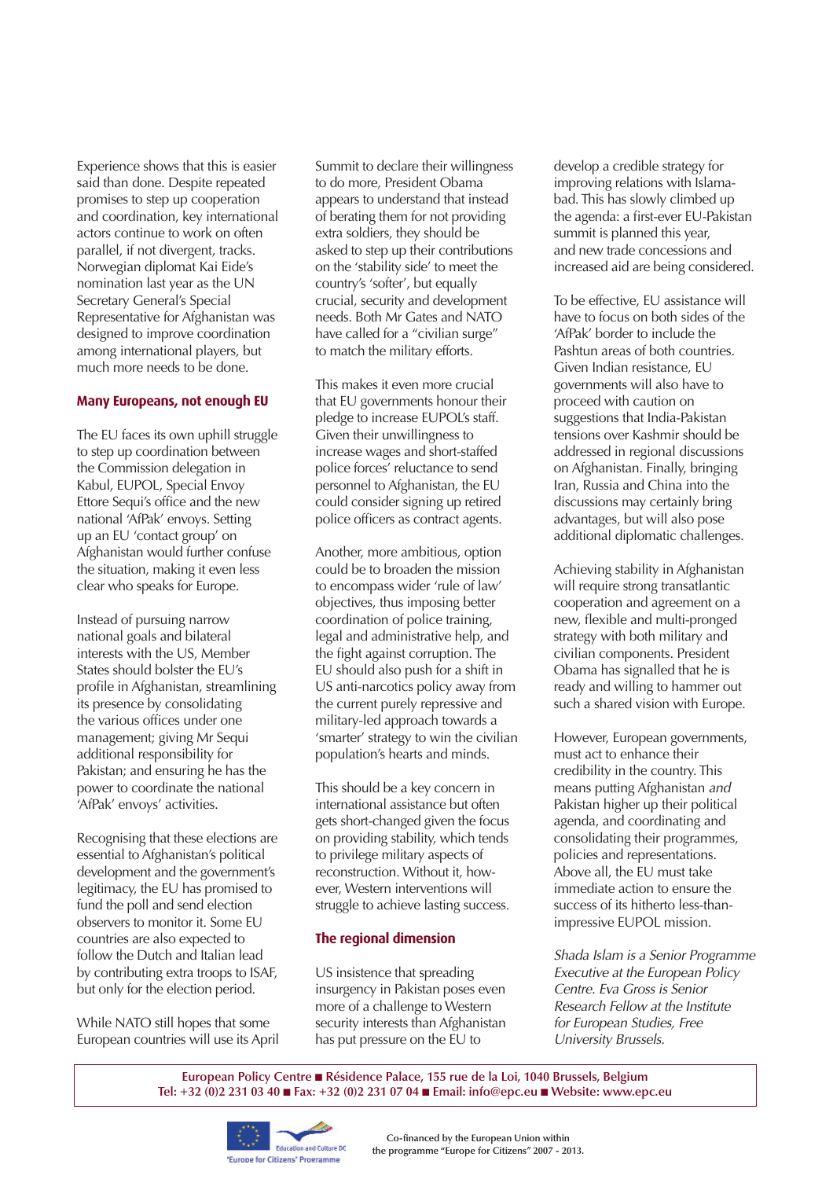Experience shows that this is easier said than done. Despite repeated promises to step up cooperation and coordination, key international actors continue to work on often parallel, if not divergent, tracks. Norwegian diplomat Kai Eide's nomination last year as the UN Secretary General's Special Representative for Afghanistan was designed to improve coordination among international players, but much more needs to be done.

### Many Europeans, not enough EU

The EU faces its own uphill struggle to step up coordination between the Commission delegation in Kabul, EUPOL, Special Envoy Ettore Sequi's office and the new national 'AfPak' envoys. Setting up an EU 'contact group' on Afghanistan would further confuse the situation, making it even less clear who speaks for Europe.

Instead of pursuing narrow national goals and bilateral interests with the US, Member States should bolster the EU's profile in Afghanistan, streamlining its presence by consolidating the various offices under one management; giving Mr Sequi additional responsibility for Pakistan; and ensuring he has the power to coordinate the national 'AfPak' envoys' activities.

Recognising that these elections are essential to Afghanistan's political development and the government's legitimacy, the EU has promised to fund the poll and send election observers to monitor it. Some EU countries are also expected to follow the Dutch and Italian lead by contributing extra troops to ISAF, but only for the election period.

While NATO still hopes that some European countries will use its April Summit to declare their willingness to do more, President Obama appears to understand that instead of berating them for not providing extra soldiers, they should be asked to step up their contributions on the 'stability side' to meet the country's 'softer', but equally crucial, security and development needs. Both Mr Gates and NATO have called for a "civilian surge" to match the military efforts.

This makes it even more crucial that EU governments honour their pledge to increase EUPOL's staff. Given their unwillingness to increase wages and short-staffed police forces' reluctance to send personnel to Afghanistan, the EU could consider signing up retired police officers as contract agents.

Another, more ambitious, option could be to broaden the mission to encompass wider 'rule of law' objectives, thus imposing better coordination of police training, legal and administrative help, and the fight against corruption. The EU should also push for a shift in US anti-narcotics policy away from the current purely repressive and military-led approach towards a 'smarter' strategy to win the civilian population's hearts and minds.

This should be a key concern in international assistance but often gets short-changed given the focus on providing stability, which tends to privilege military aspects of reconstruction. Without it, however, Western interventions will struggle to achieve lasting success.

### The regional dimension

US insistence that spreading insurgency in Pakistan poses even more of a challenge to Western security interests than Afghanistan has put pressure on the EU to develop a credible strategy for improving relations with Islamabad. This has slowly climbed up the agenda: a first-ever EU-Pakistan summit is planned this year, and new trade concessions and increased aid are being considered.

To be effective, EU assistance will have to focus on both sides of the 'AfPak' border to include the Pashtun areas of both countries. Given Indian resistance, EU governments will also have to proceed with caution on suggestions that India-Pakistan tensions over Kashmir should be addressed in regional discussions on Afghanistan. Finally, bringing Iran, Russia and China into the discussions may certainly bring advantages, but will also pose additional diplomatic challenges.

Achieving stability in Afghanistan will require strong transatlantic cooperation and agreement on a new, flexible and multi-pronged strategy with both military and civilian components. President Obama has signalled that he is ready and willing to hammer out such a shared vision with Europe.

However, European governments, must act to enhance their credibility in the country. This means putting Afghanistan *and* Pakistan higher up their political agenda, and coordinating and consolidating their programmes, policies and representations. Above all, the EU must take immediate action to ensure the success of its hitherto less-than-impressive EUPOL mission.

*Shada Islam is a Senior Programme Executive at the European Policy Centre. Eva Gross is Senior Research Fellow at the Institute for European Studies, Free University Brussels.*

**European Policy Centre ■ Résidence Palace, 155 rue de la Loi, 1040 Brussels, Belgium**
**Tel: +32 (0)2 231 03 40 ■ Fax: +32 (0)2 231 07 04 ■ Email: info@epc.eu ■ Website: www.epc.eu**

Education and Culture DG
'Europe for Citizens' Programme

Co-financed by the European Union within the programme "Europe for Citizens" 2007 - 2013.